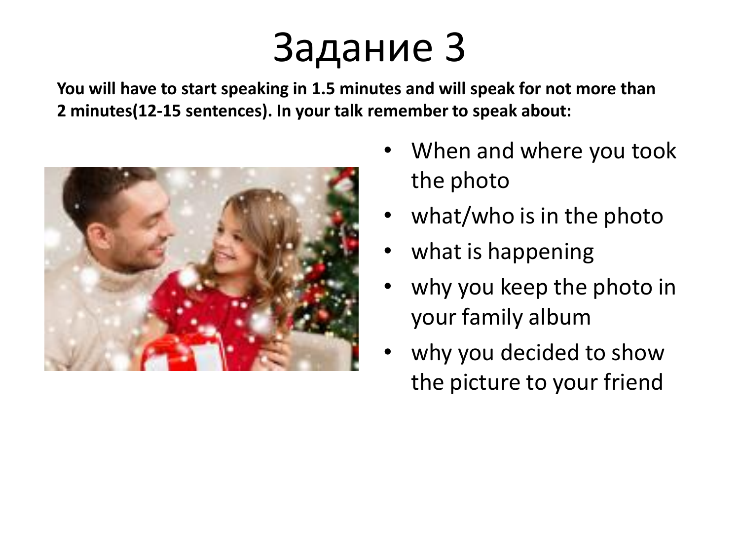# Задание 3

**You will have to start speaking in 1.5 minutes and will speak for not more than 2 minutes(12-15 sentences). In your talk remember to speak about:**

- When and where you took the photo
- what/who is in the photo
- what is happening
- why you keep the photo in your family album
- why you decided to show the picture to your friend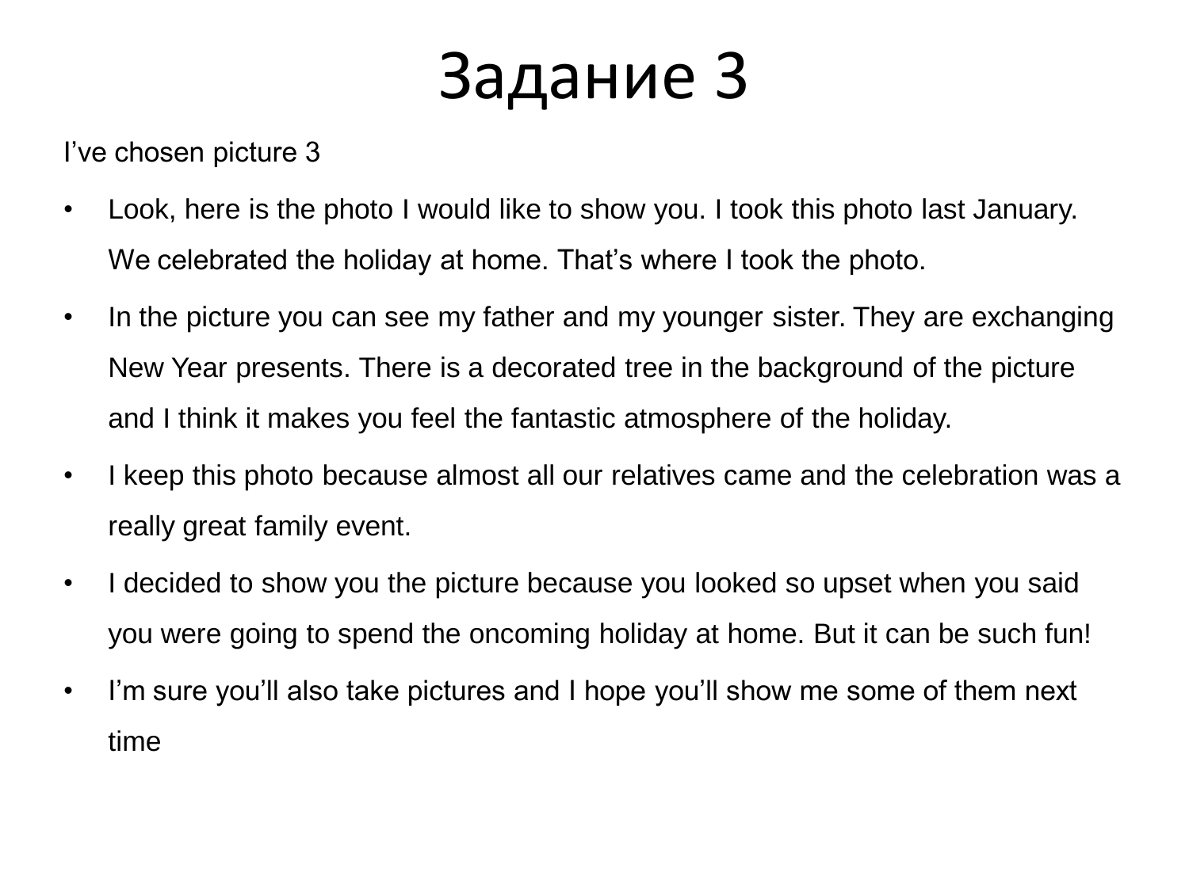# Задание 3

I've chosen picture 3

- Look, here is the photo I would like to show you. I took this photo last January. We celebrated the holiday at home. That's where I took the photo.
- In the picture you can see my father and my younger sister. They are exchanging New Year presents. There is a decorated tree in the background of the picture and I think it makes you feel the fantastic atmosphere of the holiday.
- I keep this photo because almost all our relatives came and the celebration was a really great family event.
- I decided to show you the picture because you looked so upset when you said you were going to spend the oncoming holiday at home. But it can be such fun!
- I'm sure you'll also take pictures and I hope you'll show me some of them next time